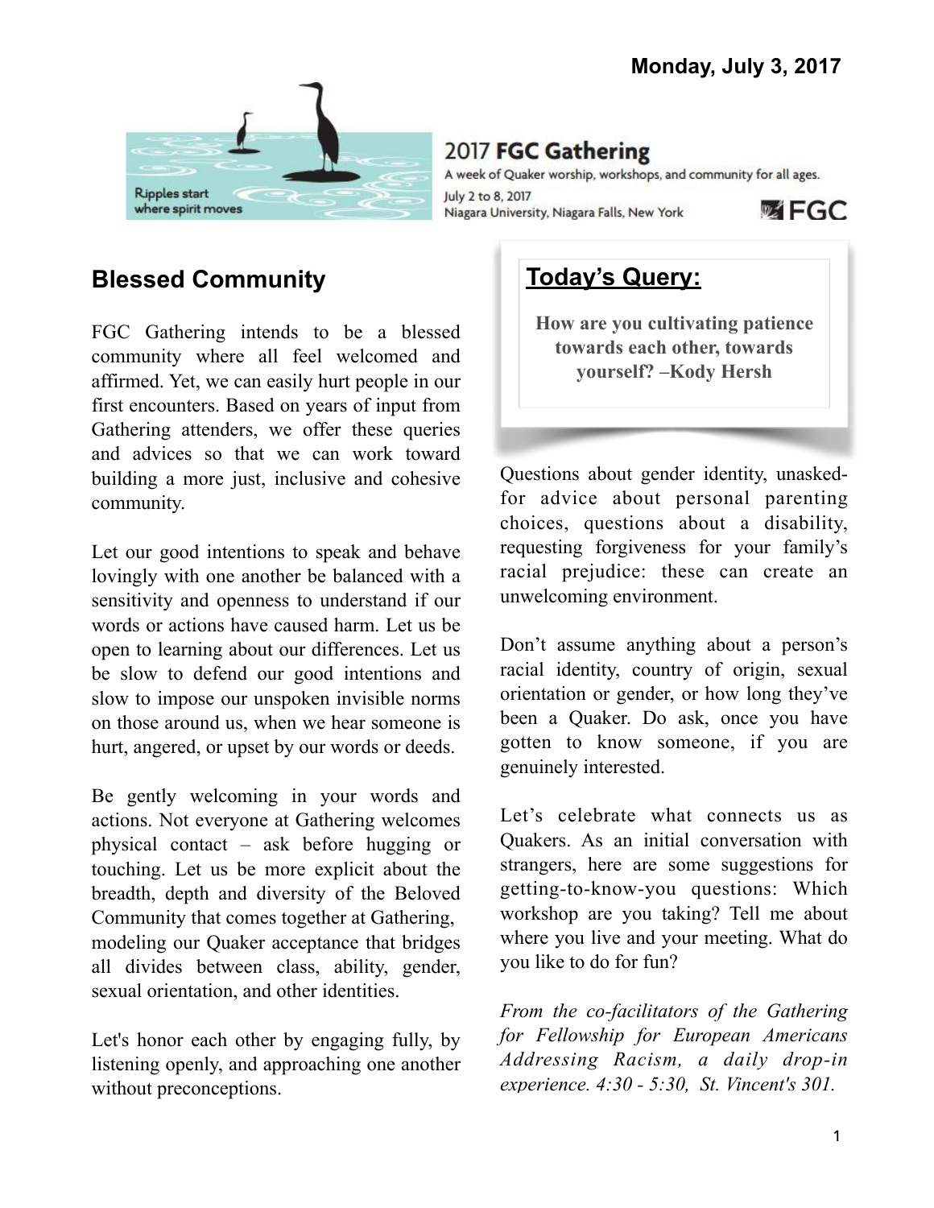Monday, July 3, 2017

Ripples start where spirit moves

**2017 FGC Gathering**

A week of Quaker worship, workshops, and community for all ages.

July 2 to 8, 2017
Niagara University, Niagara Falls, New York

FGC

## Blessed Community

FGC Gathering intends to be a blessed community where all feel welcomed and affirmed. Yet, we can easily hurt people in our first encounters. Based on years of input from Gathering attenders, we offer these queries and advices so that we can work toward building a more just, inclusive and cohesive community.

Let our good intentions to speak and behave lovingly with one another be balanced with a sensitivity and openness to understand if our words or actions have caused harm. Let us be open to learning about our differences. Let us be slow to defend our good intentions and slow to impose our unspoken invisible norms on those around us, when we hear someone is hurt, angered, or upset by our words or deeds.

Be gently welcoming in your words and actions. Not everyone at Gathering welcomes physical contact – ask before hugging or touching. Let us be more explicit about the breadth, depth and diversity of the Beloved Community that comes together at Gathering, modeling our Quaker acceptance that bridges all divides between class, ability, gender, sexual orientation, and other identities.

Let's honor each other by engaging fully, by listening openly, and approaching one another without preconceptions.

## Today's Query:

**How are you cultivating patience towards each other, towards yourself? –Kody Hersh**

Questions about gender identity, unasked-for advice about personal parenting choices, questions about a disability, requesting forgiveness for your family's racial prejudice: these can create an unwelcoming environment.

Don't assume anything about a person's racial identity, country of origin, sexual orientation or gender, or how long they've been a Quaker. Do ask, once you have gotten to know someone, if you are genuinely interested.

Let's celebrate what connects us as Quakers. As an initial conversation with strangers, here are some suggestions for getting-to-know-you questions: Which workshop are you taking? Tell me about where you live and your meeting. What do you like to do for fun?

*From the co-facilitators of the Gathering for Fellowship for European Americans Addressing Racism, a daily drop-in experience. 4:30 - 5:30, St. Vincent's 301.*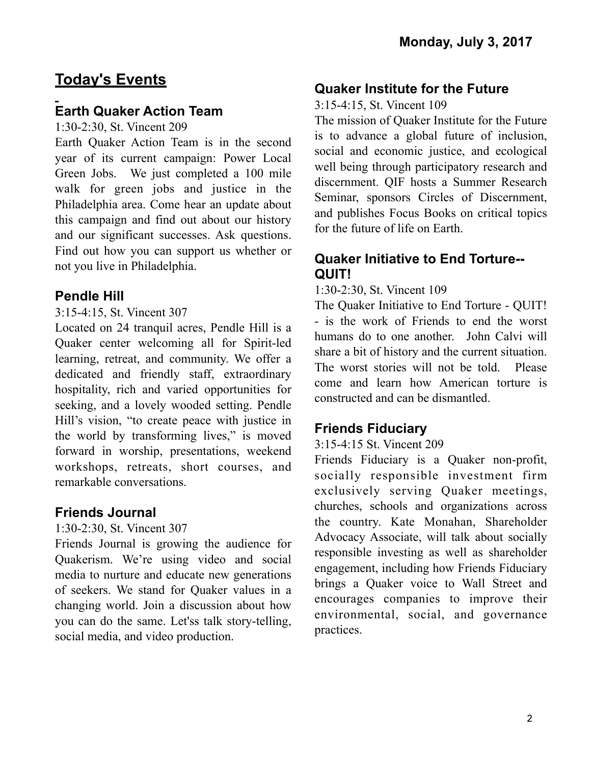**Monday, July 3, 2017**

# Today's Events

## Earth Quaker Action Team

1:30-2:30, St. Vincent 209

Earth Quaker Action Team is in the second year of its current campaign: Power Local Green Jobs. We just completed a 100 mile walk for green jobs and justice in the Philadelphia area. Come hear an update about this campaign and find out about our history and our significant successes. Ask questions. Find out how you can support us whether or not you live in Philadelphia.

## Pendle Hill

3:15-4:15, St. Vincent 307

Located on 24 tranquil acres, Pendle Hill is a Quaker center welcoming all for Spirit-led learning, retreat, and community. We offer a dedicated and friendly staff, extraordinary hospitality, rich and varied opportunities for seeking, and a lovely wooded setting. Pendle Hill's vision, "to create peace with justice in the world by transforming lives," is moved forward in worship, presentations, weekend workshops, retreats, short courses, and remarkable conversations.

## Friends Journal

1:30-2:30, St. Vincent 307

Friends Journal is growing the audience for Quakerism. We're using video and social media to nurture and educate new generations of seekers. We stand for Quaker values in a changing world. Join a discussion about how you can do the same. Let'ss talk story-telling, social media, and video production.

## Quaker Institute for the Future

3:15-4:15, St. Vincent 109

The mission of Quaker Institute for the Future is to advance a global future of inclusion, social and economic justice, and ecological well being through participatory research and discernment. QIF hosts a Summer Research Seminar, sponsors Circles of Discernment, and publishes Focus Books on critical topics for the future of life on Earth.

## Quaker Initiative to End Torture--QUIT!

1:30-2:30, St. Vincent 109

The Quaker Initiative to End Torture - QUIT! - is the work of Friends to end the worst humans do to one another. John Calvi will share a bit of history and the current situation. The worst stories will not be told. Please come and learn how American torture is constructed and can be dismantled.

## Friends Fiduciary

3:15-4:15 St. Vincent 209

Friends Fiduciary is a Quaker non-profit, socially responsible investment firm exclusively serving Quaker meetings, churches, schools and organizations across the country. Kate Monahan, Shareholder Advocacy Associate, will talk about socially responsible investing as well as shareholder engagement, including how Friends Fiduciary brings a Quaker voice to Wall Street and encourages companies to improve their environmental, social, and governance practices.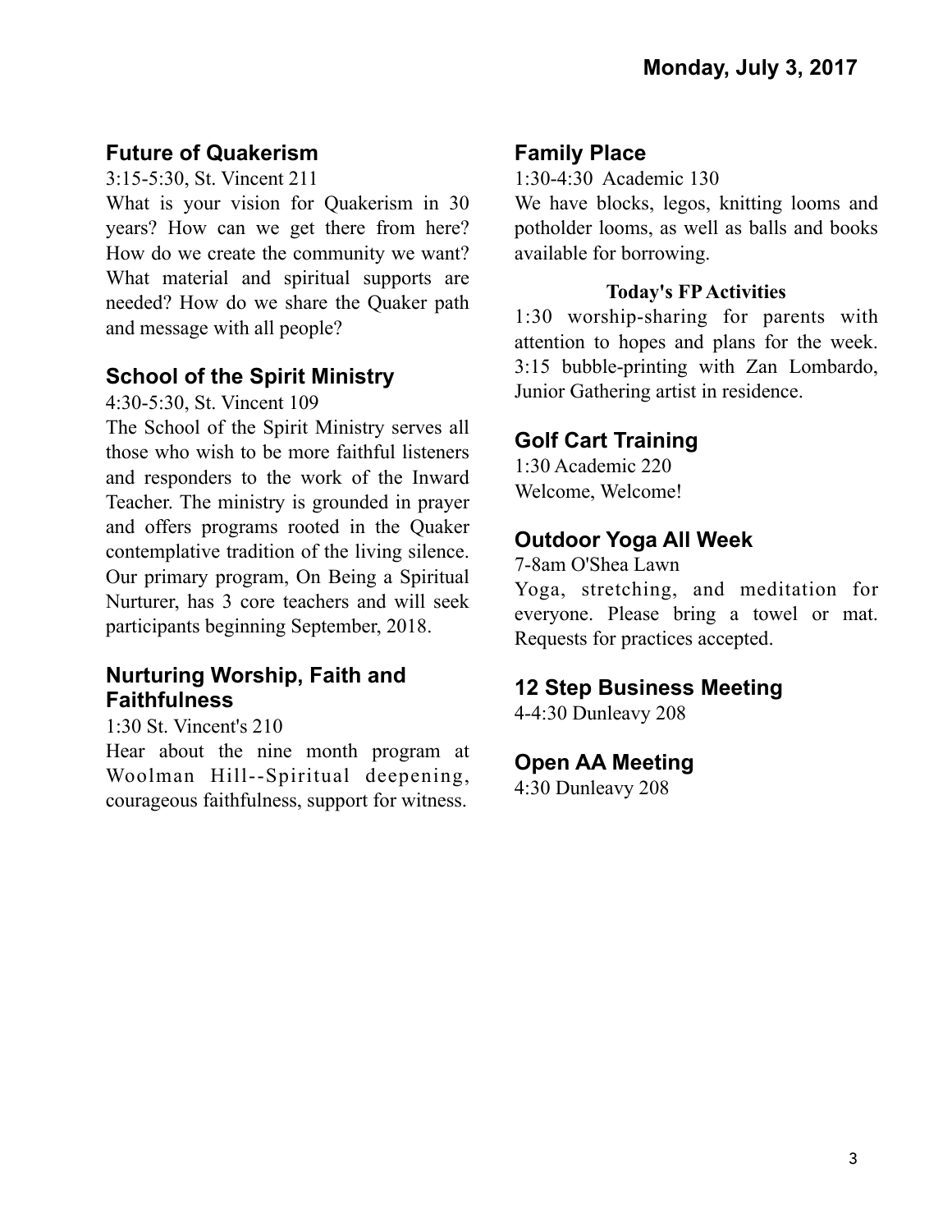# Monday, July 3, 2017

## Future of Quakerism

3:15-5:30, St. Vincent 211

What is your vision for Quakerism in 30 years? How can we get there from here? How do we create the community we want? What material and spiritual supports are needed? How do we share the Quaker path and message with all people?

## School of the Spirit Ministry

4:30-5:30, St. Vincent 109

The School of the Spirit Ministry serves all those who wish to be more faithful listeners and responders to the work of the Inward Teacher. The ministry is grounded in prayer and offers programs rooted in the Quaker contemplative tradition of the living silence. Our primary program, On Being a Spiritual Nurturer, has 3 core teachers and will seek participants beginning September, 2018.

## Nurturing Worship, Faith and Faithfulness

1:30 St. Vincent's 210

Hear about the nine month program at Woolman Hill--Spiritual deepening, courageous faithfulness, support for witness.

## Family Place

1:30-4:30 Academic 130

We have blocks, legos, knitting looms and potholder looms, as well as balls and books available for borrowing.

**Today's FP Activities**

1:30 worship-sharing for parents with attention to hopes and plans for the week.
3:15 bubble-printing with Zan Lombardo, Junior Gathering artist in residence.

## Golf Cart Training

1:30 Academic 220

Welcome, Welcome!

## Outdoor Yoga All Week

7-8am O'Shea Lawn

Yoga, stretching, and meditation for everyone. Please bring a towel or mat. Requests for practices accepted.

## 12 Step Business Meeting

4-4:30 Dunleavy 208

## Open AA Meeting

4:30 Dunleavy 208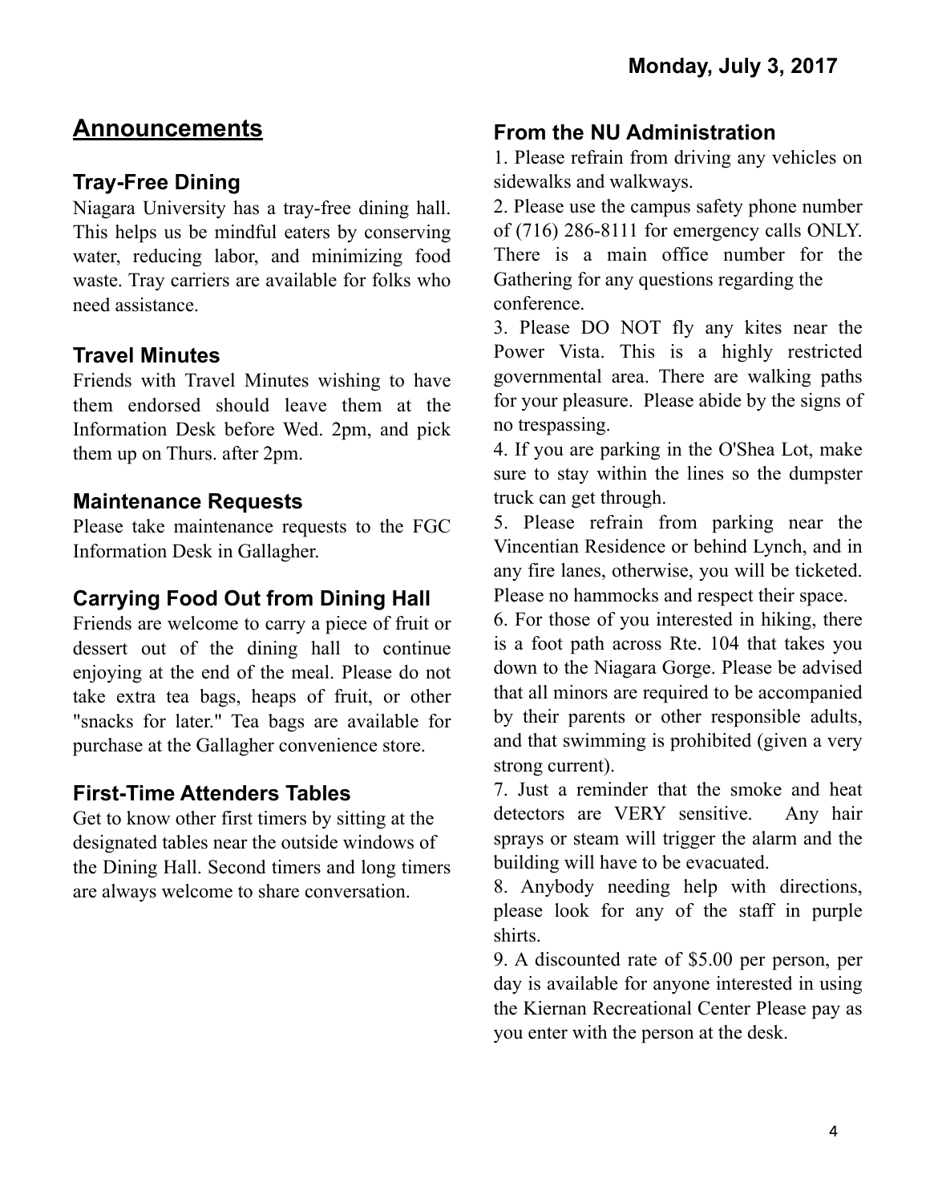Monday, July 3, 2017

# Announcements

## Tray-Free Dining

Niagara University has a tray-free dining hall. This helps us be mindful eaters by conserving water, reducing labor, and minimizing food waste. Tray carriers are available for folks who need assistance.

## Travel Minutes

Friends with Travel Minutes wishing to have them endorsed should leave them at the Information Desk before Wed. 2pm, and pick them up on Thurs. after 2pm.

## Maintenance Requests

Please take maintenance requests to the FGC Information Desk in Gallagher.

## Carrying Food Out from Dining Hall

Friends are welcome to carry a piece of fruit or dessert out of the dining hall to continue enjoying at the end of the meal. Please do not take extra tea bags, heaps of fruit, or other "snacks for later." Tea bags are available for purchase at the Gallagher convenience store.

## First-Time Attenders Tables

Get to know other first timers by sitting at the designated tables near the outside windows of the Dining Hall. Second timers and long timers are always welcome to share conversation.

## From the NU Administration

1. Please refrain from driving any vehicles on sidewalks and walkways.
2. Please use the campus safety phone number of (716) 286-8111 for emergency calls ONLY. There is a main office number for the Gathering for any questions regarding the conference.
3. Please DO NOT fly any kites near the Power Vista. This is a highly restricted governmental area. There are walking paths for your pleasure. Please abide by the signs of no trespassing.
4. If you are parking in the O'Shea Lot, make sure to stay within the lines so the dumpster truck can get through.
5. Please refrain from parking near the Vincentian Residence or behind Lynch, and in any fire lanes, otherwise, you will be ticketed. Please no hammocks and respect their space.
6. For those of you interested in hiking, there is a foot path across Rte. 104 that takes you down to the Niagara Gorge. Please be advised that all minors are required to be accompanied by their parents or other responsible adults, and that swimming is prohibited (given a very strong current).
7. Just a reminder that the smoke and heat detectors are VERY sensitive. Any hair sprays or steam will trigger the alarm and the building will have to be evacuated.
8. Anybody needing help with directions, please look for any of the staff in purple shirts.
9. A discounted rate of $5.00 per person, per day is available for anyone interested in using the Kiernan Recreational Center Please pay as you enter with the person at the desk.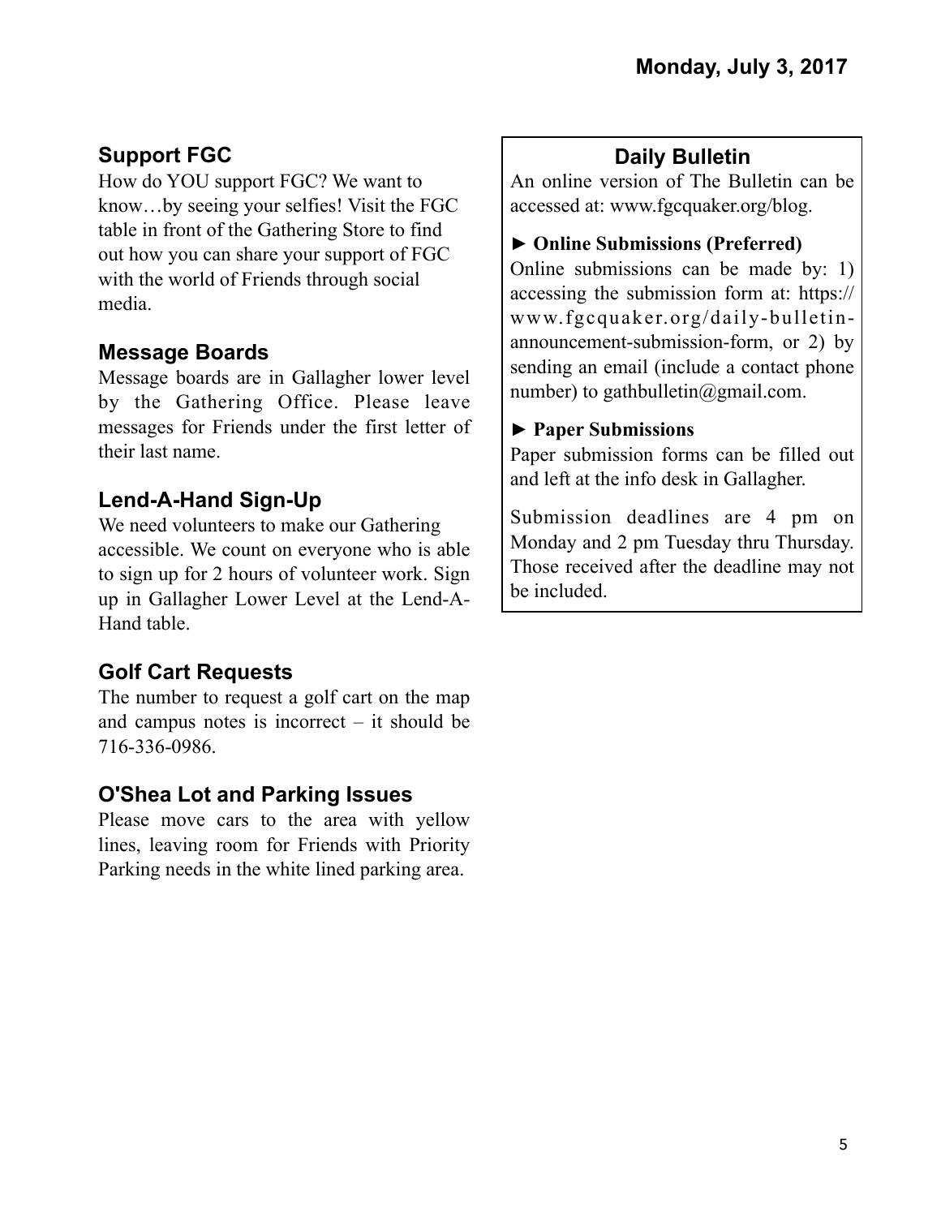## Support FGC

How do YOU support FGC? We want to know…by seeing your selfies! Visit the FGC table in front of the Gathering Store to find out how you can share your support of FGC with the world of Friends through social media.

## Message Boards

Message boards are in Gallagher lower level by the Gathering Office. Please leave messages for Friends under the first letter of their last name.

## Lend-A-Hand Sign-Up

We need volunteers to make our Gathering accessible. We count on everyone who is able to sign up for 2 hours of volunteer work. Sign up in Gallagher Lower Level at the Lend-A-Hand table.

## Golf Cart Requests

The number to request a golf cart on the map and campus notes is incorrect – it should be 716-336-0986.

## O'Shea Lot and Parking Issues

Please move cars to the area with yellow lines, leaving room for Friends with Priority Parking needs in the white lined parking area.

## Daily Bulletin

An online version of The Bulletin can be accessed at: www.fgcquaker.org/blog.

**► Online Submissions (Preferred)**

Online submissions can be made by: 1) accessing the submission form at: https://www.fgcquaker.org/daily-bulletin-announcement-submission-form, or 2) by sending an email (include a contact phone number) to gathbulletin@gmail.com.

**► Paper Submissions**

Paper submission forms can be filled out and left at the info desk in Gallagher.

Submission deadlines are 4 pm on Monday and 2 pm Tuesday thru Thursday. Those received after the deadline may not be included.